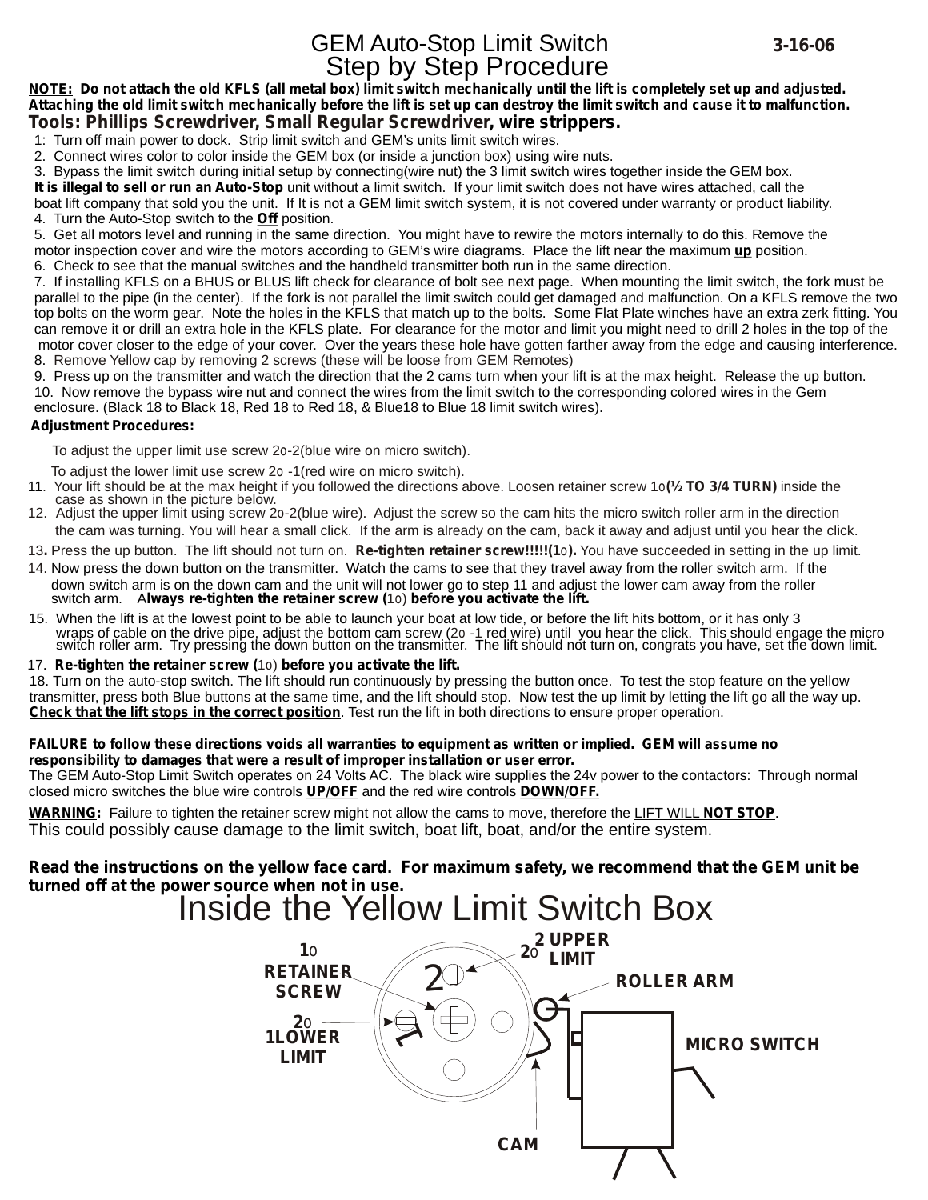# GEM Auto-Stop Limit Switch

**3-16-06**

## Step by Step Procedure

**NOTE: Do not attach the old KFLS (all metal box) limit switch mechanically until the lift is completely set up and adjusted. Attaching the old limit switch mechanically before the lift is set up can destroy the limit switch and cause it to malfunction.**

**Tools: Phillips Screwdriver, Small Regular Screwdriver, wire strippers.**

1: Turn off main power to dock. Strip limit switch and GEM's units limit switch wires.

2. Connect wires color to color inside the GEM box (or inside a junction box) using wire nuts.

3. Bypass the limit switch during initial setup by connecting(wire nut) the 3 limit switch wires together inside the GEM box.

**It is illegal to sell or run an Auto-Stop** unit without a limit switch. If your limit switch does not have wires attached, call the boat lift company that sold you the unit. If It is not a GEM limit switch system, it is not covered under warranty or product liability.

4. Turn the Auto-Stop switch to the **Off** position.

5. Get all motors level and running in the same direction. You might have to rewire the motors internally to do this. Remove the motor inspection cover and wire the motors according to GEM's wire diagrams. Place the lift near the maximum **up** position.

6. Check to see that the manual switches and the handheld transmitter both run in the same direction.

7. If installing KFLS on a BHUS or BLUS lift check for clearance of bolt see next page. When mounting the limit switch, the fork must be parallel to the pipe (in the center). If the fork is not parallel the limit switch could get damaged and malfunction. On a KFLS remove the two top bolts on the worm gear. Note the holes in the KFLS that match up to the bolts. Some Flat Plate winches have an extra zerk fitting. You can remove it or drill an extra hole in the KFLS plate. For clearance for the motor and limit you might need to drill 2 holes in the top of the motor cover closer to the edge of your cover. Over the years these hole have gotten farther away from the edge and causing interference.

8. Remove Yellow cap by removing 2 screws (these will be loose from GEM Remotes)

9. Press up on the transmitter and watch the direction that the 2 cams turn when your lift is at the max height. Release the up button.

10. Now remove the bypass wire nut and connect the wires from the limit switch to the corresponding colored wires in the Gem enclosure. (Black 18 to Black 18, Red 18 to Red 18, & Blue18 to Blue 18 limit switch wires).

**Adjustment Procedures:**

To adjust the upper limit use screw 2o-2(blue wire on micro switch).

To adjust the lower limit use screw 2o -1(red wire on micro switch).

11. Your lift should be at the max height if you followed the directions above. Loosen retainer screw 1o**(½ TO 3/4 TURN)** inside the case as shown in the picture below.

12. Adjust the upper limit using screw 2o-2(blue wire). Adjust the screw so the cam hits the micro switch roller arm in the direction the cam was turning. You will hear a small click. If the arm is already on the cam, back it away and adjust until you hear the click.

13**.** Press the up button. The lift should not turn on. **Re-tighten retainer screw!!!!!(1o).** You have succeeded in setting in the up limit.

14. Now press the down button on the transmitter. Watch the cams to see that they travel away from the roller switch arm. If the down switch arm is on the down cam and the unit will not lower go to step 11 and adjust the lower cam away from the roller switch arm. A**lways re-tighten the retainer screw (**1o) **before you activate the lift.**

15. When the lift is at the lowest point to be able to launch your boat at low tide, or before the lift hits bottom, or it has only 3 wraps of cable on the drive pipe, adjust the bottom cam screw (2o -1 red wire) until you hear the click. This should engage the micro switch roller arm. Try pressing the down button on the transmitter. The lift should not turn on, congrats you have, set the down limit.

17. **Re-tighten the retainer screw (**1o) **before you activate the lift.**

18. Turn on the auto-stop switch. The lift should run continuously by pressing the button once. To test the stop feature on the yellow transmitter, press both Blue buttons at the same time, and the lift should stop. Now test the up limit by letting the lift go all the way up. **Check that the lift stops in the correct position**. Test run the lift in both directions to ensure proper operation.

**FAILURE to follow these directions voids all warranties to equipment as written or implied. GEM will assume no responsibility to damages that were a result of improper installation or user error.**

The GEM Auto-Stop Limit Switch operates on 24 Volts AC. The black wire supplies the 24v power to the contactors: Through normal closed micro switches the blue wire controls **UP/OFF** and the red wire controls **DOWN/OFF.**

**WARNING:** Failure to tighten the retainer screw might not allow the cams to move, therefore the LIFT WILL **NOT STOP**.

This could possibly cause damage to the limit switch, boat lift, boat, and/or the entire system.

**Read the instructions on the yellow face card. For maximum safety, we recommend that the GEM unit be turned off at the power source when not in use.**

## Inside the Yellow Limit Switch Box

1o RETAINER SCREW

2o 2 UPPER LIMIT

2o 1LOWER LIMIT

ROLLER ARM

MICRO SWITCH

CAM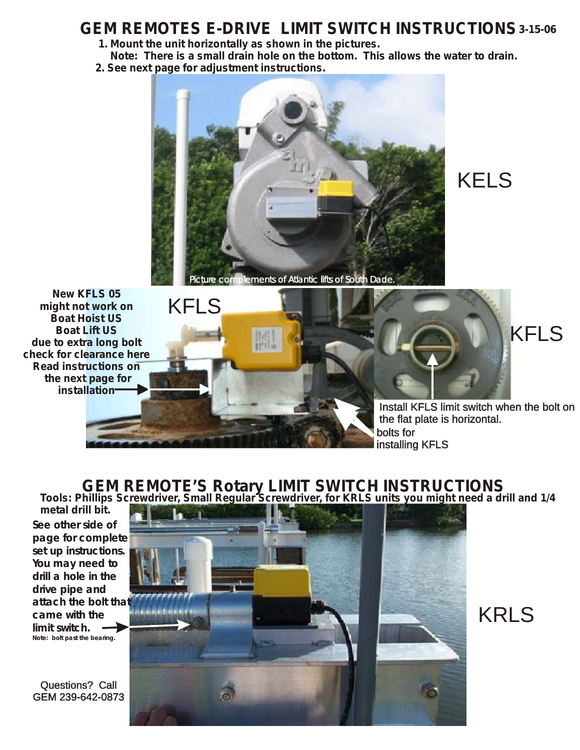# GEM REMOTES E-DRIVE LIMIT SWITCH INSTRUCTIONS 3-15-06

1. Mount the unit horizontally as shown in the pictures.
   Note: There is a small drain hole on the bottom. This allows the water to drain.
2. See next page for adjustment instructions.

Picture complements of Atlantic lifts of South Dade.

KELS

**New KFLS 05 might not work on Boat Hoist US Boat Lift US due to extra long bolt check for clearance here Read instructions on the next page for installation**

KFLS

KFLS

Install KFLS limit switch when the bolt on the flat plate is horizontal.

bolts for installing KFLS

# GEM REMOTE'S Rotary LIMIT SWITCH INSTRUCTIONS

**Tools: Phillips Screwdriver, Small Regular Screwdriver, for KRLS units you might need a drill and 1/4 metal drill bit.**

**See other side of page for complete set up instructions. You may need to drill a hole in the drive pipe and attach the bolt that came with the limit switch.**

**Note: bolt past the bearing.**

KRLS

Questions? Call GEM 239-642-0873